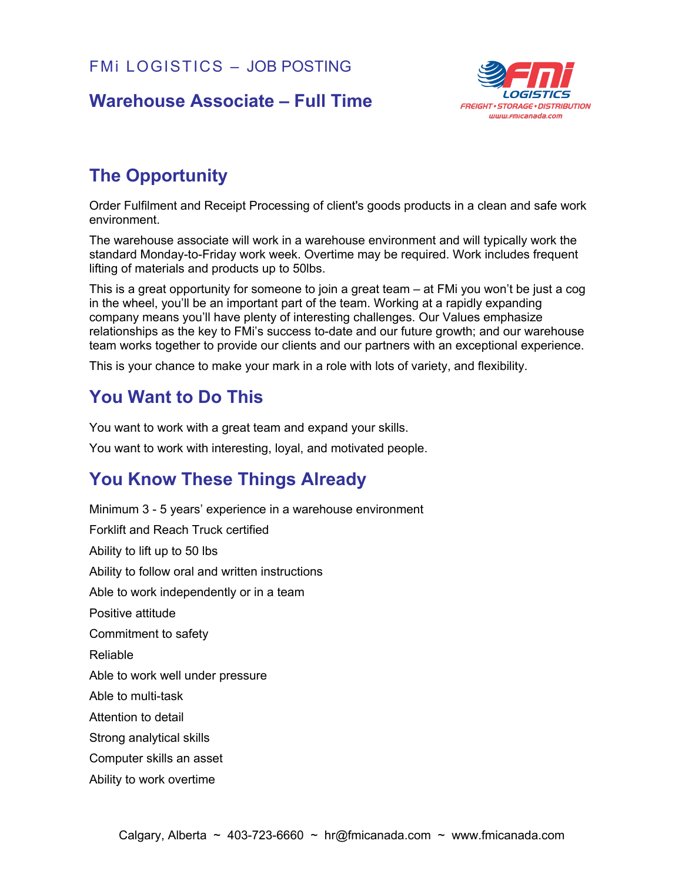FMi LOGISTICS – JOB POSTING

# Warehouse Associate – Full Time

## The Opportunity

Order Fulfilment and Receipt Processing of client's goods products in a clean and safe work environment.

The warehouse associate will work in a warehouse environment and will typically work the standard Monday-to-Friday work week. Overtime may be required. Work includes frequent lifting of materials and products up to 50lbs.

This is a great opportunity for someone to join a great team – at FMi you won't be just a cog in the wheel, you'll be an important part of the team. Working at a rapidly expanding company means you'll have plenty of interesting challenges. Our Values emphasize relationships as the key to FMi's success to-date and our future growth; and our warehouse team works together to provide our clients and our partners with an exceptional experience.

This is your chance to make your mark in a role with lots of variety, and flexibility.

## You Want to Do This

You want to work with a great team and expand your skills.

You want to work with interesting, loyal, and motivated people.

## You Know These Things Already

Minimum 3 - 5 years' experience in a warehouse environment

Forklift and Reach Truck certified

Ability to lift up to 50 lbs

Ability to follow oral and written instructions

Able to work independently or in a team

Positive attitude

Commitment to safety

Reliable

Able to work well under pressure

Able to multi-task

Attention to detail

Strong analytical skills

Computer skills an asset

Ability to work overtime

Calgary, Alberta ~ 403-723-6660 ~ hr@fmicanada.com ~ www.fmicanada.com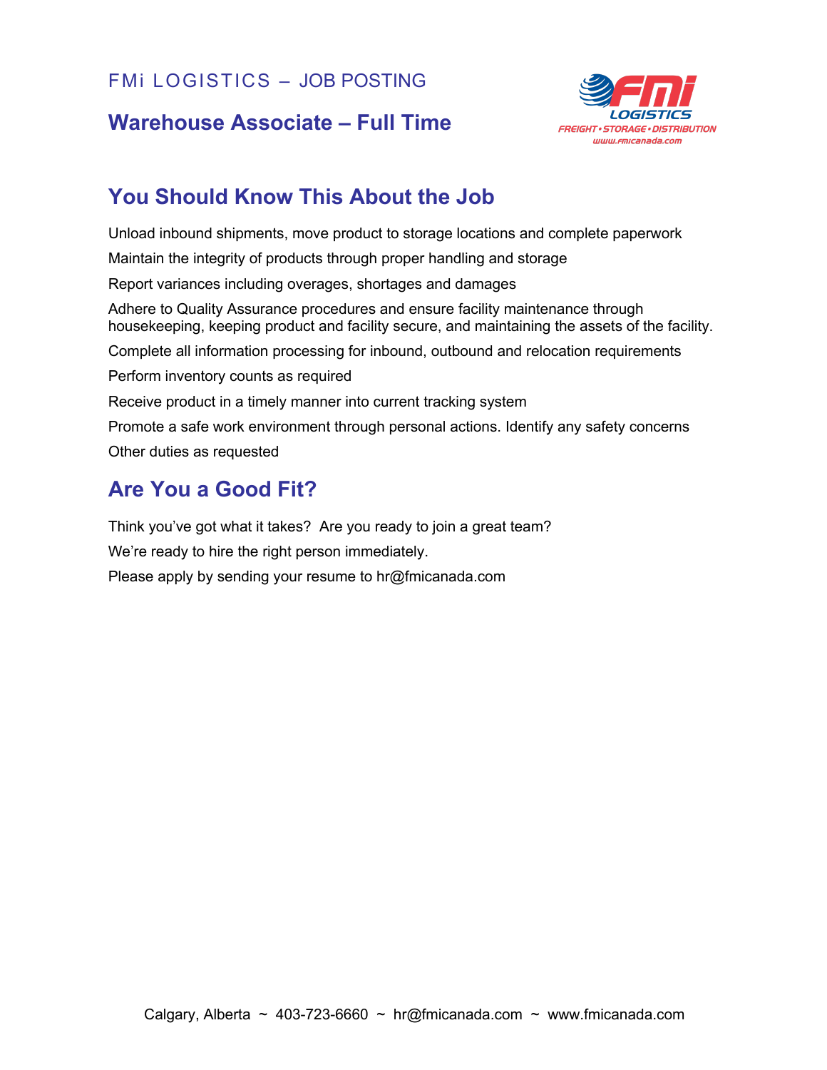FMi LOGISTICS – JOB POSTING

# Warehouse Associate – Full Time

FMi LOGISTICS
FREIGHT • STORAGE • DISTRIBUTION
www.fmicanada.com

## You Should Know This About the Job

Unload inbound shipments, move product to storage locations and complete paperwork

Maintain the integrity of products through proper handling and storage

Report variances including overages, shortages and damages

Adhere to Quality Assurance procedures and ensure facility maintenance through housekeeping, keeping product and facility secure, and maintaining the assets of the facility.

Complete all information processing for inbound, outbound and relocation requirements

Perform inventory counts as required

Receive product in a timely manner into current tracking system

Promote a safe work environment through personal actions. Identify any safety concerns

Other duties as requested

## Are You a Good Fit?

Think you've got what it takes? Are you ready to join a great team?

We're ready to hire the right person immediately.

Please apply by sending your resume to hr@fmicanada.com

Calgary, Alberta ~ 403-723-6660 ~ hr@fmicanada.com ~ www.fmicanada.com